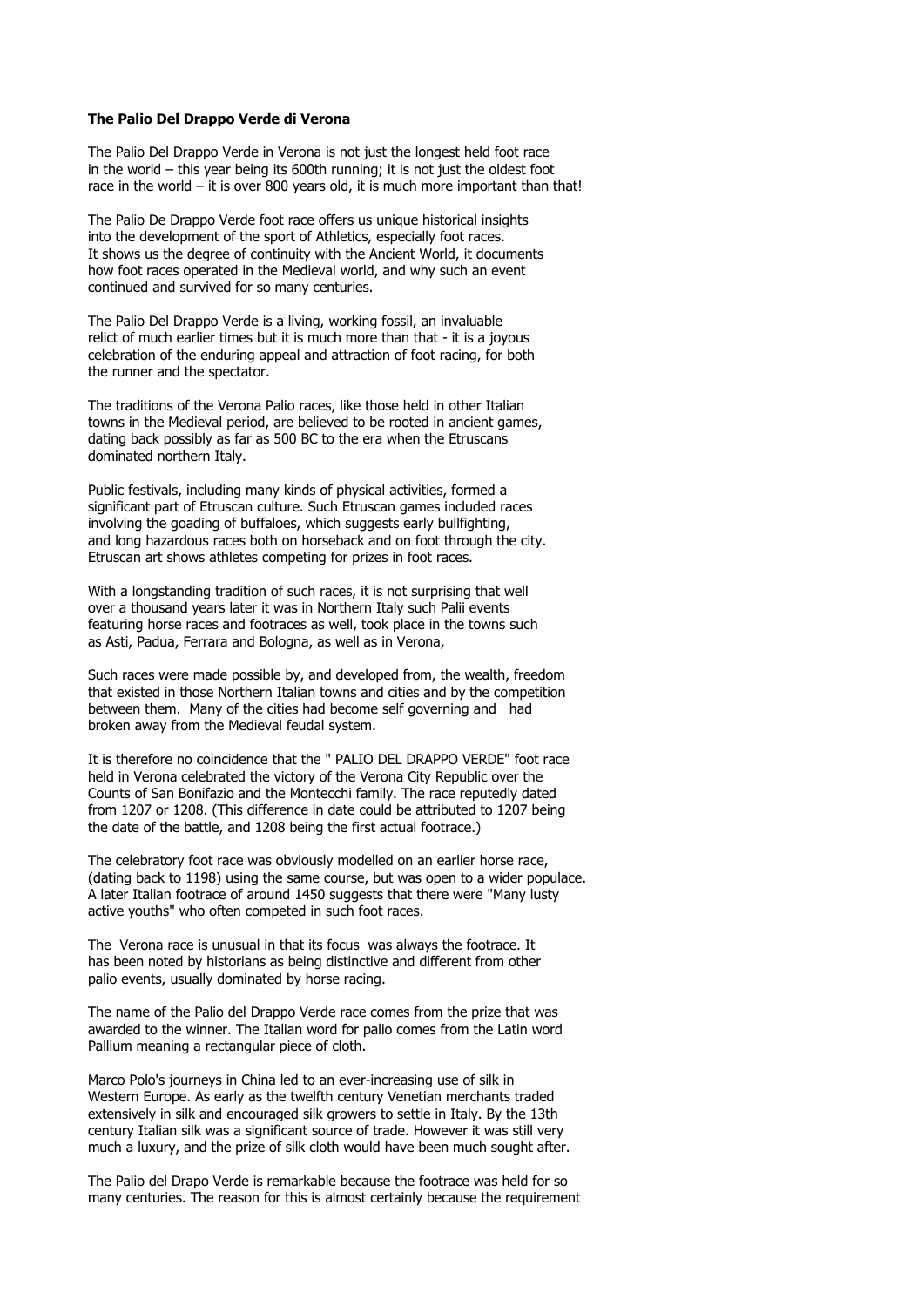**The Palio Del Drappo Verde di Verona**

The Palio Del Drappo Verde in Verona is not just the longest held foot race in the world – this year being its 600th running; it is not just the oldest foot race in the world – it is over 800 years old, it is much more important than that!

The Palio De Drappo Verde foot race offers us unique historical insights into the development of the sport of Athletics, especially foot races. It shows us the degree of continuity with the Ancient World, it documents how foot races operated in the Medieval world, and why such an event continued and survived for so many centuries.

The Palio Del Drappo Verde is a living, working fossil, an invaluable relict of much earlier times but it is much more than that - it is a joyous celebration of the enduring appeal and attraction of foot racing, for both the runner and the spectator.

The traditions of the Verona Palio races, like those held in other Italian towns in the Medieval period, are believed to be rooted in ancient games, dating back possibly as far as 500 BC to the era when the Etruscans dominated northern Italy.

Public festivals, including many kinds of physical activities, formed a significant part of Etruscan culture. Such Etruscan games included races involving the goading of buffaloes, which suggests early bullfighting, and long hazardous races both on horseback and on foot through the city. Etruscan art shows athletes competing for prizes in foot races.

With a longstanding tradition of such races, it is not surprising that well over a thousand years later it was in Northern Italy such Palii events featuring horse races and footraces as well, took place in the towns such as Asti, Padua, Ferrara and Bologna, as well as in Verona,

Such races were made possible by, and developed from, the wealth, freedom that existed in those Northern Italian towns and cities and by the competition between them. Many of the cities had become self governing and had broken away from the Medieval feudal system.

It is therefore no coincidence that the " PALIO DEL DRAPPO VERDE" foot race held in Verona celebrated the victory of the Verona City Republic over the Counts of San Bonifazio and the Montecchi family. The race reputedly dated from 1207 or 1208. (This difference in date could be attributed to 1207 being the date of the battle, and 1208 being the first actual footrace.)

The celebratory foot race was obviously modelled on an earlier horse race, (dating back to 1198) using the same course, but was open to a wider populace. A later Italian footrace of around 1450 suggests that there were "Many lusty active youths" who often competed in such foot races.

The Verona race is unusual in that its focus was always the footrace. It has been noted by historians as being distinctive and different from other palio events, usually dominated by horse racing.

The name of the Palio del Drappo Verde race comes from the prize that was awarded to the winner. The Italian word for palio comes from the Latin word Pallium meaning a rectangular piece of cloth.

Marco Polo's journeys in China led to an ever-increasing use of silk in Western Europe. As early as the twelfth century Venetian merchants traded extensively in silk and encouraged silk growers to settle in Italy. By the 13th century Italian silk was a significant source of trade. However it was still very much a luxury, and the prize of silk cloth would have been much sought after.

The Palio del Drapo Verde is remarkable because the footrace was held for so many centuries. The reason for this is almost certainly because the requirement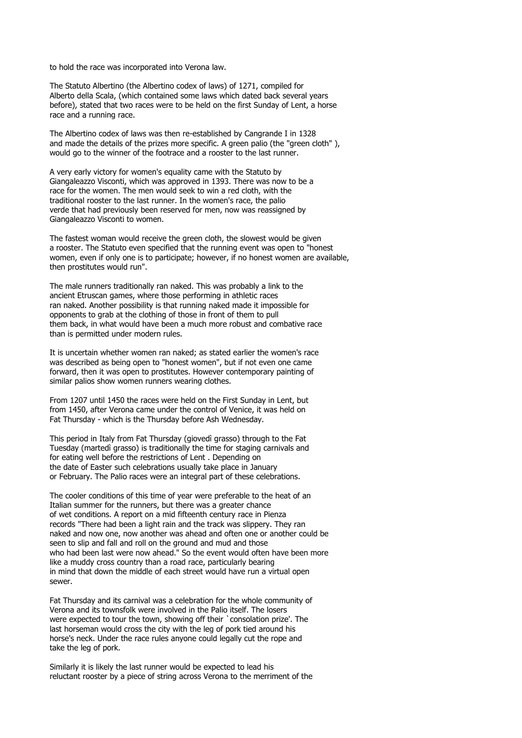to hold the race was incorporated into Verona law.

The Statuto Albertino (the Albertino codex of laws) of 1271, compiled for Alberto della Scala, (which contained some laws which dated back several years before), stated that two races were to be held on the first Sunday of Lent, a horse race and a running race.

The Albertino codex of laws was then re-established by Cangrande I in 1328 and made the details of the prizes more specific. A green palio (the "green cloth" ), would go to the winner of the footrace and a rooster to the last runner.

A very early victory for women's equality came with the Statuto by Giangaleazzo Visconti, which was approved in 1393. There was now to be a race for the women. The men would seek to win a red cloth, with the traditional rooster to the last runner. In the women's race, the palio verde that had previously been reserved for men, now was reassigned by Giangaleazzo Visconti to women.

The fastest woman would receive the green cloth, the slowest would be given a rooster. The Statuto even specified that the running event was open to "honest women, even if only one is to participate; however, if no honest women are available, then prostitutes would run".

The male runners traditionally ran naked. This was probably a link to the ancient Etruscan games, where those performing in athletic races ran naked. Another possibility is that running naked made it impossible for opponents to grab at the clothing of those in front of them to pull them back, in what would have been a much more robust and combative race than is permitted under modern rules.

It is uncertain whether women ran naked; as stated earlier the women's race was described as being open to "honest women", but if not even one came forward, then it was open to prostitutes. However contemporary painting of similar palios show women runners wearing clothes.

From 1207 until 1450 the races were held on the First Sunday in Lent, but from 1450, after Verona came under the control of Venice, it was held on Fat Thursday - which is the Thursday before Ash Wednesday.

This period in Italy from Fat Thursday (giovedì grasso) through to the Fat Tuesday (martedì grasso) is traditionally the time for staging carnivals and for eating well before the restrictions of Lent . Depending on the date of Easter such celebrations usually take place in January or February. The Palio races were an integral part of these celebrations.

The cooler conditions of this time of year were preferable to the heat of an Italian summer for the runners, but there was a greater chance of wet conditions. A report on a mid fifteenth century race in Pienza records "There had been a light rain and the track was slippery. They ran naked and now one, now another was ahead and often one or another could be seen to slip and fall and roll on the ground and mud and those who had been last were now ahead." So the event would often have been more like a muddy cross country than a road race, particularly bearing in mind that down the middle of each street would have run a virtual open sewer.

Fat Thursday and its carnival was a celebration for the whole community of Verona and its townsfolk were involved in the Palio itself. The losers were expected to tour the town, showing off their `consolation prize'. The last horseman would cross the city with the leg of pork tied around his horse's neck. Under the race rules anyone could legally cut the rope and take the leg of pork.

Similarly it is likely the last runner would be expected to lead his reluctant rooster by a piece of string across Verona to the merriment of the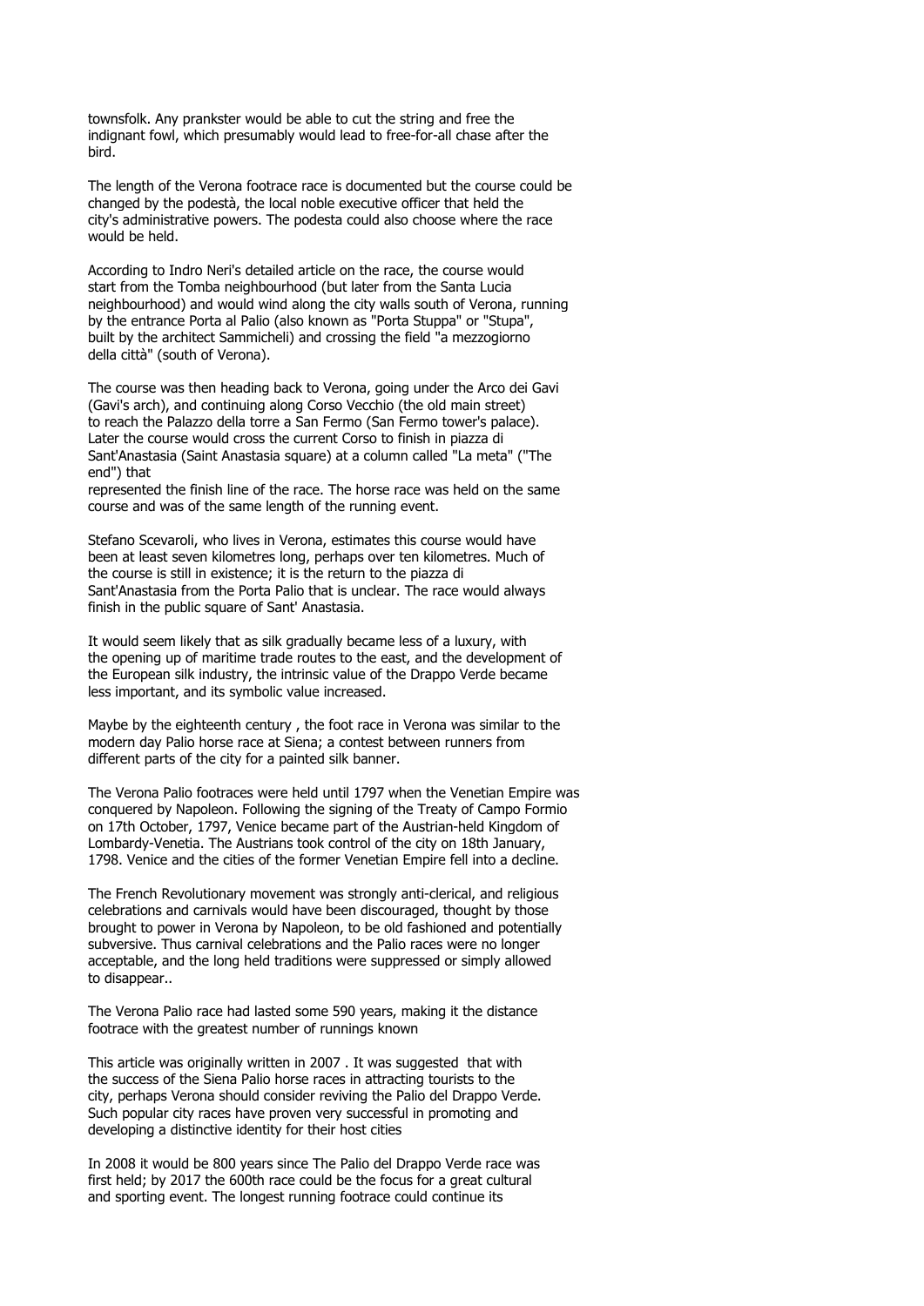townsfolk. Any prankster would be able to cut the string and free the indignant fowl, which presumably would lead to free-for-all chase after the bird.

The length of the Verona footrace race is documented but the course could be changed by the podestà, the local noble executive officer that held the city's administrative powers. The podesta could also choose where the race would be held.

According to Indro Neri's detailed article on the race, the course would start from the Tomba neighbourhood (but later from the Santa Lucia neighbourhood) and would wind along the city walls south of Verona, running by the entrance Porta al Palio (also known as "Porta Stuppa" or "Stupa", built by the architect Sammicheli) and crossing the field "a mezzogiorno della città" (south of Verona).

The course was then heading back to Verona, going under the Arco dei Gavi (Gavi's arch), and continuing along Corso Vecchio (the old main street) to reach the Palazzo della torre a San Fermo (San Fermo tower's palace). Later the course would cross the current Corso to finish in piazza di Sant'Anastasia (Saint Anastasia square) at a column called "La meta" ("The end") that represented the finish line of the race. The horse race was held on the same course and was of the same length of the running event.

Stefano Scevaroli, who lives in Verona, estimates this course would have been at least seven kilometres long, perhaps over ten kilometres. Much of the course is still in existence; it is the return to the piazza di Sant'Anastasia from the Porta Palio that is unclear. The race would always finish in the public square of Sant' Anastasia.

It would seem likely that as silk gradually became less of a luxury, with the opening up of maritime trade routes to the east, and the development of the European silk industry, the intrinsic value of the Drappo Verde became less important, and its symbolic value increased.

Maybe by the eighteenth century , the foot race in Verona was similar to the modern day Palio horse race at Siena; a contest between runners from different parts of the city for a painted silk banner.

The Verona Palio footraces were held until 1797 when the Venetian Empire was conquered by Napoleon. Following the signing of the Treaty of Campo Formio on 17th October, 1797, Venice became part of the Austrian-held Kingdom of Lombardy-Venetia. The Austrians took control of the city on 18th January, 1798. Venice and the cities of the former Venetian Empire fell into a decline.

The French Revolutionary movement was strongly anti-clerical, and religious celebrations and carnivals would have been discouraged, thought by those brought to power in Verona by Napoleon, to be old fashioned and potentially subversive. Thus carnival celebrations and the Palio races were no longer acceptable, and the long held traditions were suppressed or simply allowed to disappear..

The Verona Palio race had lasted some 590 years, making it the distance footrace with the greatest number of runnings known

This article was originally written in 2007 . It was suggested that with the success of the Siena Palio horse races in attracting tourists to the city, perhaps Verona should consider reviving the Palio del Drappo Verde. Such popular city races have proven very successful in promoting and developing a distinctive identity for their host cities

In 2008 it would be 800 years since The Palio del Drappo Verde race was first held; by 2017 the 600th race could be the focus for a great cultural and sporting event. The longest running footrace could continue its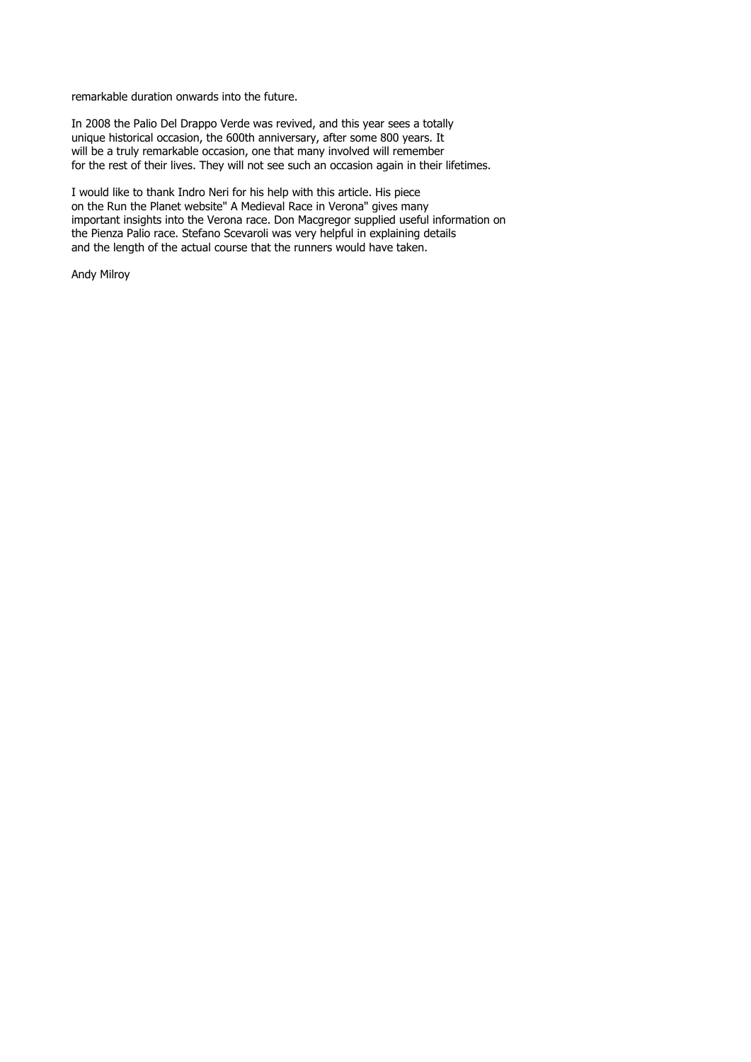remarkable duration onwards into the future.

In 2008 the Palio Del Drappo Verde was revived, and this year sees a totally unique historical occasion, the 600th anniversary, after some 800 years. It will be a truly remarkable occasion, one that many involved will remember for the rest of their lives. They will not see such an occasion again in their lifetimes.

I would like to thank Indro Neri for his help with this article. His piece on the Run the Planet website" A Medieval Race in Verona" gives many important insights into the Verona race. Don Macgregor supplied useful information on the Pienza Palio race. Stefano Scevaroli was very helpful in explaining details and the length of the actual course that the runners would have taken.

Andy Milroy